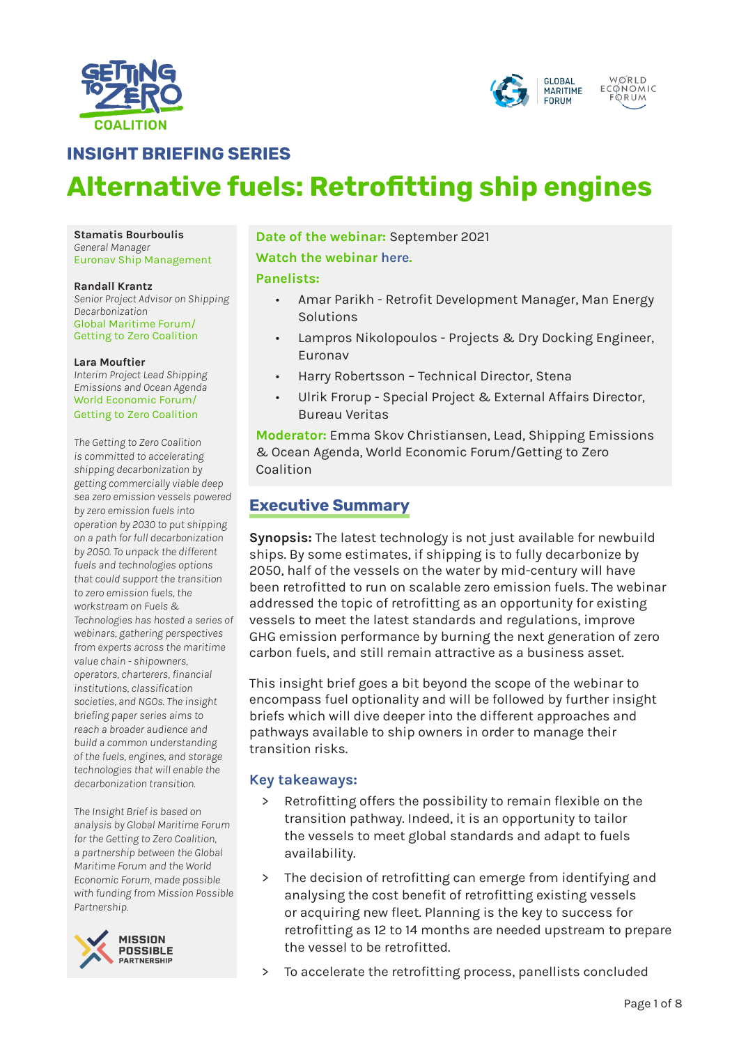INSIGHT BRIEFING SERIES

# Alternative fuels: Retrofitting ship engines

**Stamatis Bourboulis**
*General Manager*
Euronav Ship Management

**Randall Krantz**
*Senior Project Advisor on Shipping Decarbonization*
Global Maritime Forum/ Getting to Zero Coalition

**Lara Mouftier**
*Interim Project Lead Shipping Emissions and Ocean Agenda*
World Economic Forum/ Getting to Zero Coalition

*The Getting to Zero Coalition is committed to accelerating shipping decarbonization by getting commercially viable deep sea zero emission vessels powered by zero emission fuels into operation by 2030 to put shipping on a path for full decarbonization by 2050. To unpack the different fuels and technologies options that could support the transition to zero emission fuels, the workstream on Fuels & Technologies has hosted a series of webinars, gathering perspectives from experts across the maritime value chain - shipowners, operators, charterers, financial institutions, classification societies, and NGOs. The insight briefing paper series aims to reach a broader audience and build a common understanding of the fuels, engines, and storage technologies that will enable the decarbonization transition.*

*The Insight Brief is based on analysis by Global Maritime Forum for the Getting to Zero Coalition, a partnership between the Global Maritime Forum and the World Economic Forum, made possible with funding from Mission Possible Partnership.*

**Date of the webinar:** September 2021

**Watch the webinar here.**

**Panelists:**

- Amar Parikh - Retrofit Development Manager, Man Energy Solutions
- Lampros Nikolopoulos - Projects & Dry Docking Engineer, Euronav
- Harry Robertsson – Technical Director, Stena
- Ulrik Frorup - Special Project & External Affairs Director, Bureau Veritas

**Moderator:** Emma Skov Christiansen, Lead, Shipping Emissions & Ocean Agenda, World Economic Forum/Getting to Zero Coalition

## Executive Summary

**Synopsis:** The latest technology is not just available for newbuild ships. By some estimates, if shipping is to fully decarbonize by 2050, half of the vessels on the water by mid-century will have been retrofitted to run on scalable zero emission fuels. The webinar addressed the topic of retrofitting as an opportunity for existing vessels to meet the latest standards and regulations, improve GHG emission performance by burning the next generation of zero carbon fuels, and still remain attractive as a business asset.

This insight brief goes a bit beyond the scope of the webinar to encompass fuel optionality and will be followed by further insight briefs which will dive deeper into the different approaches and pathways available to ship owners in order to manage their transition risks.

### Key takeaways:

- Retrofitting offers the possibility to remain flexible on the transition pathway. Indeed, it is an opportunity to tailor the vessels to meet global standards and adapt to fuels availability.
- The decision of retrofitting can emerge from identifying and analysing the cost benefit of retrofitting existing vessels or acquiring new fleet. Planning is the key to success for retrofitting as 12 to 14 months are needed upstream to prepare the vessel to be retrofitted.
- To accelerate the retrofitting process, panellists concluded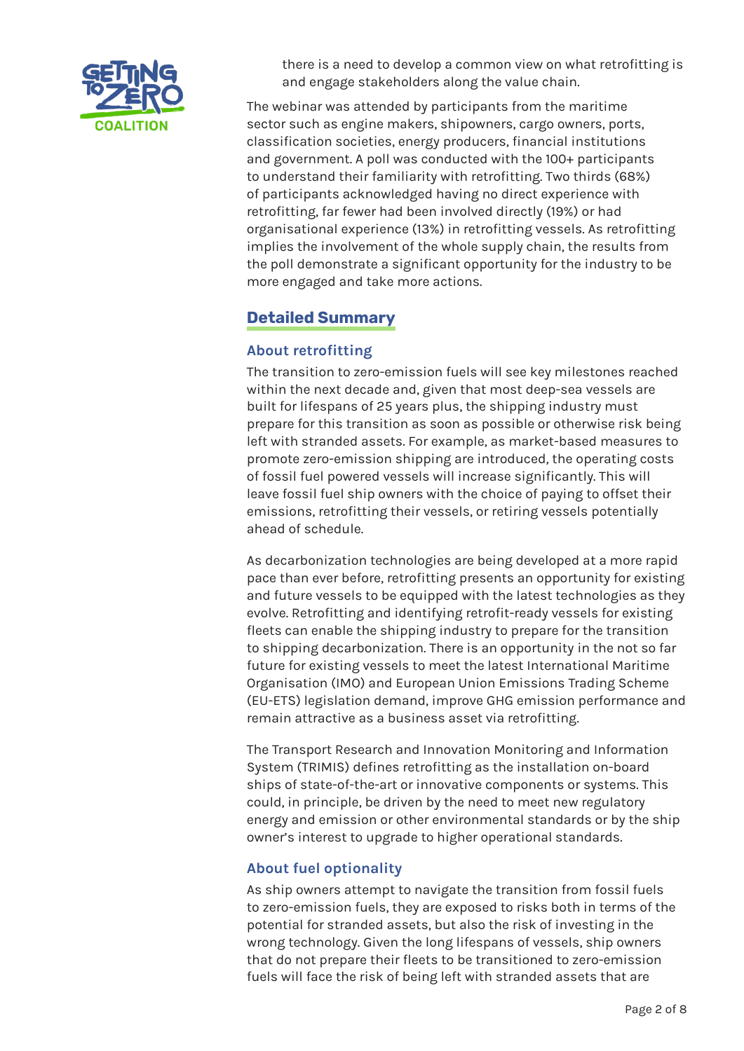there is a need to develop a common view on what retrofitting is and engage stakeholders along the value chain.

The webinar was attended by participants from the maritime sector such as engine makers, shipowners, cargo owners, ports, classification societies, energy producers, financial institutions and government. A poll was conducted with the 100+ participants to understand their familiarity with retrofitting. Two thirds (68%) of participants acknowledged having no direct experience with retrofitting, far fewer had been involved directly (19%) or had organisational experience (13%) in retrofitting vessels. As retrofitting implies the involvement of the whole supply chain, the results from the poll demonstrate a significant opportunity for the industry to be more engaged and take more actions.

## Detailed Summary

### About retrofitting

The transition to zero-emission fuels will see key milestones reached within the next decade and, given that most deep-sea vessels are built for lifespans of 25 years plus, the shipping industry must prepare for this transition as soon as possible or otherwise risk being left with stranded assets. For example, as market-based measures to promote zero-emission shipping are introduced, the operating costs of fossil fuel powered vessels will increase significantly. This will leave fossil fuel ship owners with the choice of paying to offset their emissions, retrofitting their vessels, or retiring vessels potentially ahead of schedule.

As decarbonization technologies are being developed at a more rapid pace than ever before, retrofitting presents an opportunity for existing and future vessels to be equipped with the latest technologies as they evolve. Retrofitting and identifying retrofit-ready vessels for existing fleets can enable the shipping industry to prepare for the transition to shipping decarbonization. There is an opportunity in the not so far future for existing vessels to meet the latest International Maritime Organisation (IMO) and European Union Emissions Trading Scheme (EU-ETS) legislation demand, improve GHG emission performance and remain attractive as a business asset via retrofitting.

The Transport Research and Innovation Monitoring and Information System (TRIMIS) defines retrofitting as the installation on-board ships of state-of-the-art or innovative components or systems. This could, in principle, be driven by the need to meet new regulatory energy and emission or other environmental standards or by the ship owner's interest to upgrade to higher operational standards.

### About fuel optionality

As ship owners attempt to navigate the transition from fossil fuels to zero-emission fuels, they are exposed to risks both in terms of the potential for stranded assets, but also the risk of investing in the wrong technology. Given the long lifespans of vessels, ship owners that do not prepare their fleets to be transitioned to zero-emission fuels will face the risk of being left with stranded assets that are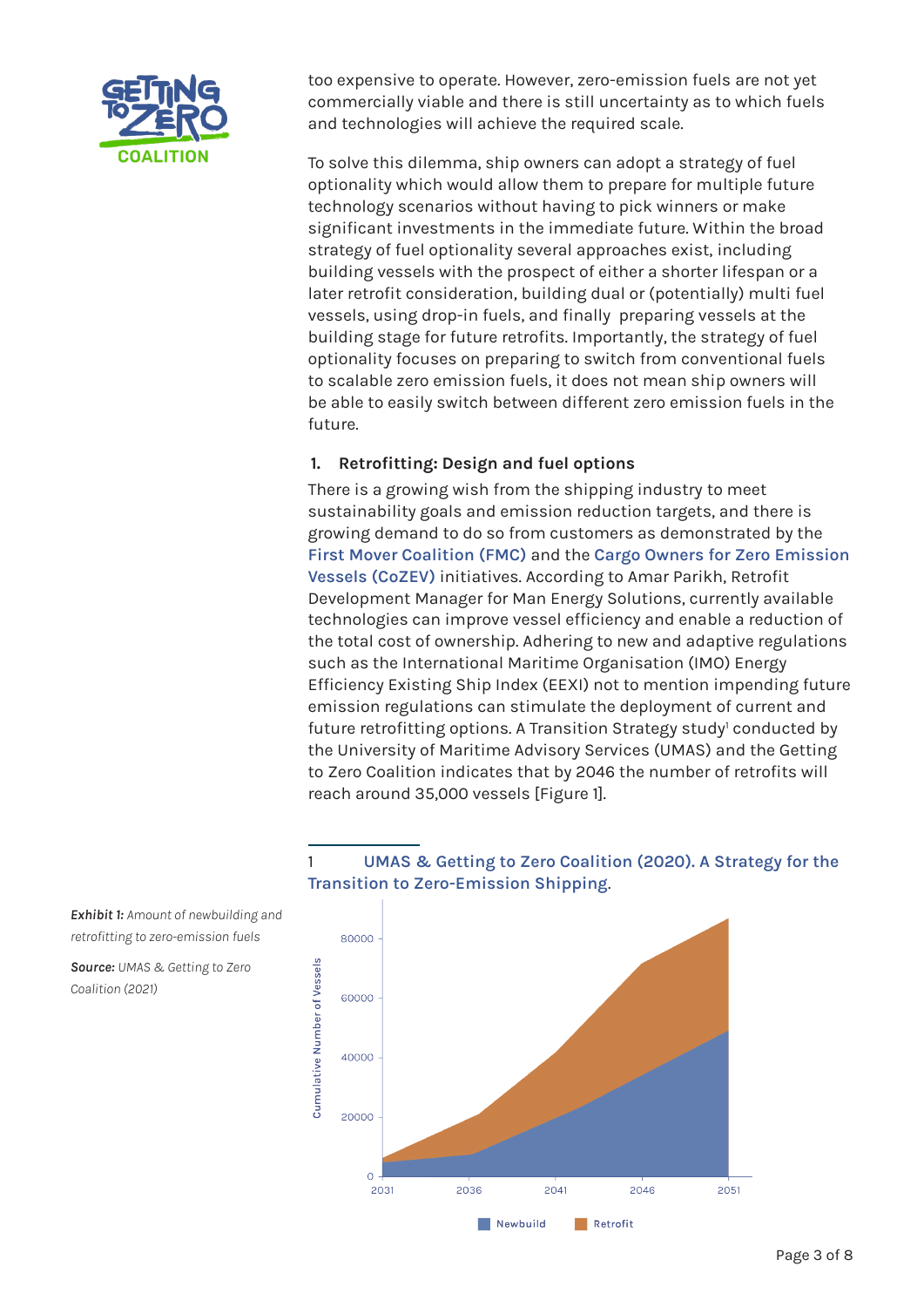too expensive to operate. However, zero-emission fuels are not yet commercially viable and there is still uncertainty as to which fuels and technologies will achieve the required scale.

To solve this dilemma, ship owners can adopt a strategy of fuel optionality which would allow them to prepare for multiple future technology scenarios without having to pick winners or make significant investments in the immediate future. Within the broad strategy of fuel optionality several approaches exist, including building vessels with the prospect of either a shorter lifespan or a later retrofit consideration, building dual or (potentially) multi fuel vessels, using drop-in fuels, and finally preparing vessels at the building stage for future retrofits. Importantly, the strategy of fuel optionality focuses on preparing to switch from conventional fuels to scalable zero emission fuels, it does not mean ship owners will be able to easily switch between different zero emission fuels in the future.

### 1. Retrofitting: Design and fuel options

There is a growing wish from the shipping industry to meet sustainability goals and emission reduction targets, and there is growing demand to do so from customers as demonstrated by the First Mover Coalition (FMC) and the Cargo Owners for Zero Emission Vessels (CoZEV) initiatives. According to Amar Parikh, Retrofit Development Manager for Man Energy Solutions, currently available technologies can improve vessel efficiency and enable a reduction of the total cost of ownership. Adhering to new and adaptive regulations such as the International Maritime Organisation (IMO) Energy Efficiency Existing Ship Index (EEXI) not to mention impending future emission regulations can stimulate the deployment of current and future retrofitting options. A Transition Strategy study[1] conducted by the University of Maritime Advisory Services (UMAS) and the Getting to Zero Coalition indicates that by 2046 the number of retrofits will reach around 35,000 vessels [Figure 1].

*Exhibit 1: Amount of newbuilding and retrofitting to zero-emission fuels*

*Source: UMAS & Getting to Zero Coalition (2021)*

---

1 UMAS & Getting to Zero Coalition (2020). A Strategy for the Transition to Zero-Emission Shipping.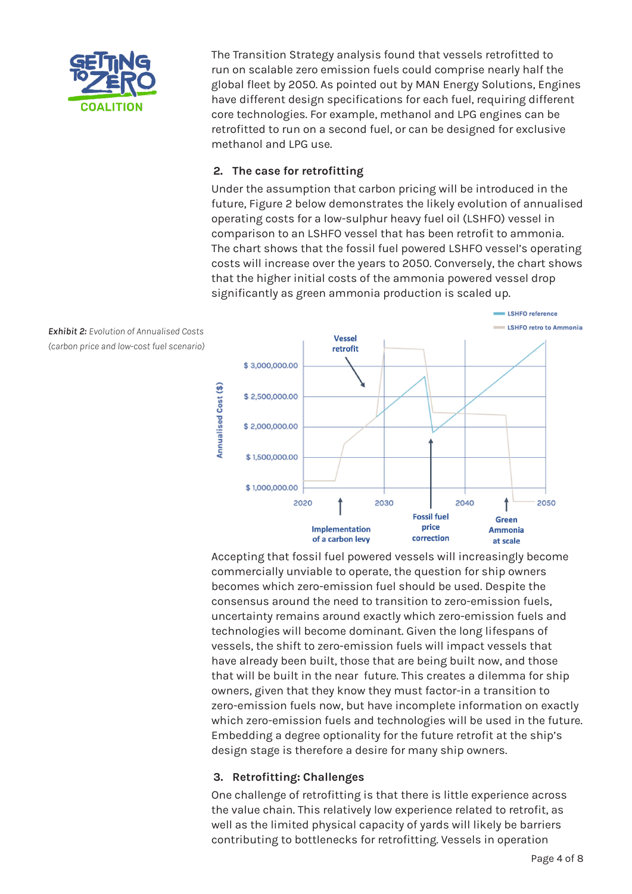The Transition Strategy analysis found that vessels retrofitted to run on scalable zero emission fuels could comprise nearly half the global fleet by 2050. As pointed out by MAN Energy Solutions, Engines have different design specifications for each fuel, requiring different core technologies. For example, methanol and LPG engines can be retrofitted to run on a second fuel, or can be designed for exclusive methanol and LPG use.

## 2. The case for retrofitting

Under the assumption that carbon pricing will be introduced in the future, Figure 2 below demonstrates the likely evolution of annualised operating costs for a low-sulphur heavy fuel oil (LSHFO) vessel in comparison to an LSHFO vessel that has been retrofit to ammonia. The chart shows that the fossil fuel powered LSHFO vessel's operating costs will increase over the years to 2050. Conversely, the chart shows that the higher initial costs of the ammonia powered vessel drop significantly as green ammonia production is scaled up.

***Exhibit 2:*** *Evolution of Annualised Costs (carbon price and low-cost fuel scenario)*

Accepting that fossil fuel powered vessels will increasingly become commercially unviable to operate, the question for ship owners becomes which zero-emission fuel should be used. Despite the consensus around the need to transition to zero-emission fuels, uncertainty remains around exactly which zero-emission fuels and technologies will become dominant. Given the long lifespans of vessels, the shift to zero-emission fuels will impact vessels that have already been built, those that are being built now, and those that will be built in the near future. This creates a dilemma for ship owners, given that they know they must factor-in a transition to zero-emission fuels now, but have incomplete information on exactly which zero-emission fuels and technologies will be used in the future. Embedding a degree optionality for the future retrofit at the ship's design stage is therefore a desire for many ship owners.

## 3. Retrofitting: Challenges

One challenge of retrofitting is that there is little experience across the value chain. This relatively low experience related to retrofit, as well as the limited physical capacity of yards will likely be barriers contributing to bottlenecks for retrofitting. Vessels in operation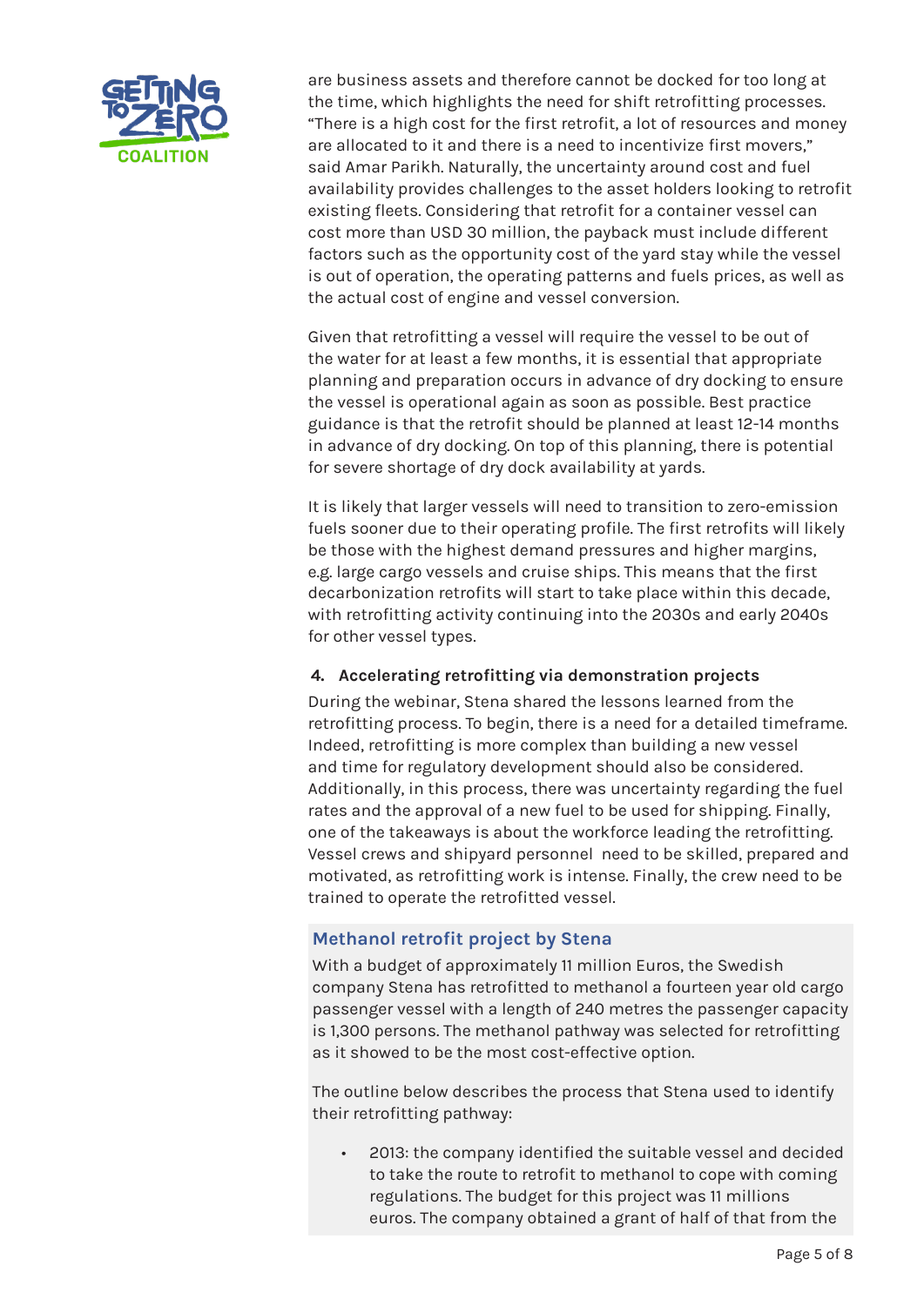are business assets and therefore cannot be docked for too long at the time, which highlights the need for shift retrofitting processes. "There is a high cost for the first retrofit, a lot of resources and money are allocated to it and there is a need to incentivize first movers," said Amar Parikh. Naturally, the uncertainty around cost and fuel availability provides challenges to the asset holders looking to retrofit existing fleets. Considering that retrofit for a container vessel can cost more than USD 30 million, the payback must include different factors such as the opportunity cost of the yard stay while the vessel is out of operation, the operating patterns and fuels prices, as well as the actual cost of engine and vessel conversion.

Given that retrofitting a vessel will require the vessel to be out of the water for at least a few months, it is essential that appropriate planning and preparation occurs in advance of dry docking to ensure the vessel is operational again as soon as possible. Best practice guidance is that the retrofit should be planned at least 12-14 months in advance of dry docking. On top of this planning, there is potential for severe shortage of dry dock availability at yards.

It is likely that larger vessels will need to transition to zero-emission fuels sooner due to their operating profile. The first retrofits will likely be those with the highest demand pressures and higher margins, e.g. large cargo vessels and cruise ships. This means that the first decarbonization retrofits will start to take place within this decade, with retrofitting activity continuing into the 2030s and early 2040s for other vessel types.

## 4. Accelerating retrofitting via demonstration projects

During the webinar, Stena shared the lessons learned from the retrofitting process. To begin, there is a need for a detailed timeframe. Indeed, retrofitting is more complex than building a new vessel and time for regulatory development should also be considered. Additionally, in this process, there was uncertainty regarding the fuel rates and the approval of a new fuel to be used for shipping. Finally, one of the takeaways is about the workforce leading the retrofitting. Vessel crews and shipyard personnel need to be skilled, prepared and motivated, as retrofitting work is intense. Finally, the crew need to be trained to operate the retrofitted vessel.

### Methanol retrofit project by Stena

With a budget of approximately 11 million Euros, the Swedish company Stena has retrofitted to methanol a fourteen year old cargo passenger vessel with a length of 240 metres the passenger capacity is 1,300 persons. The methanol pathway was selected for retrofitting as it showed to be the most cost-effective option.

The outline below describes the process that Stena used to identify their retrofitting pathway:

- 2013: the company identified the suitable vessel and decided to take the route to retrofit to methanol to cope with coming regulations. The budget for this project was 11 millions euros. The company obtained a grant of half of that from the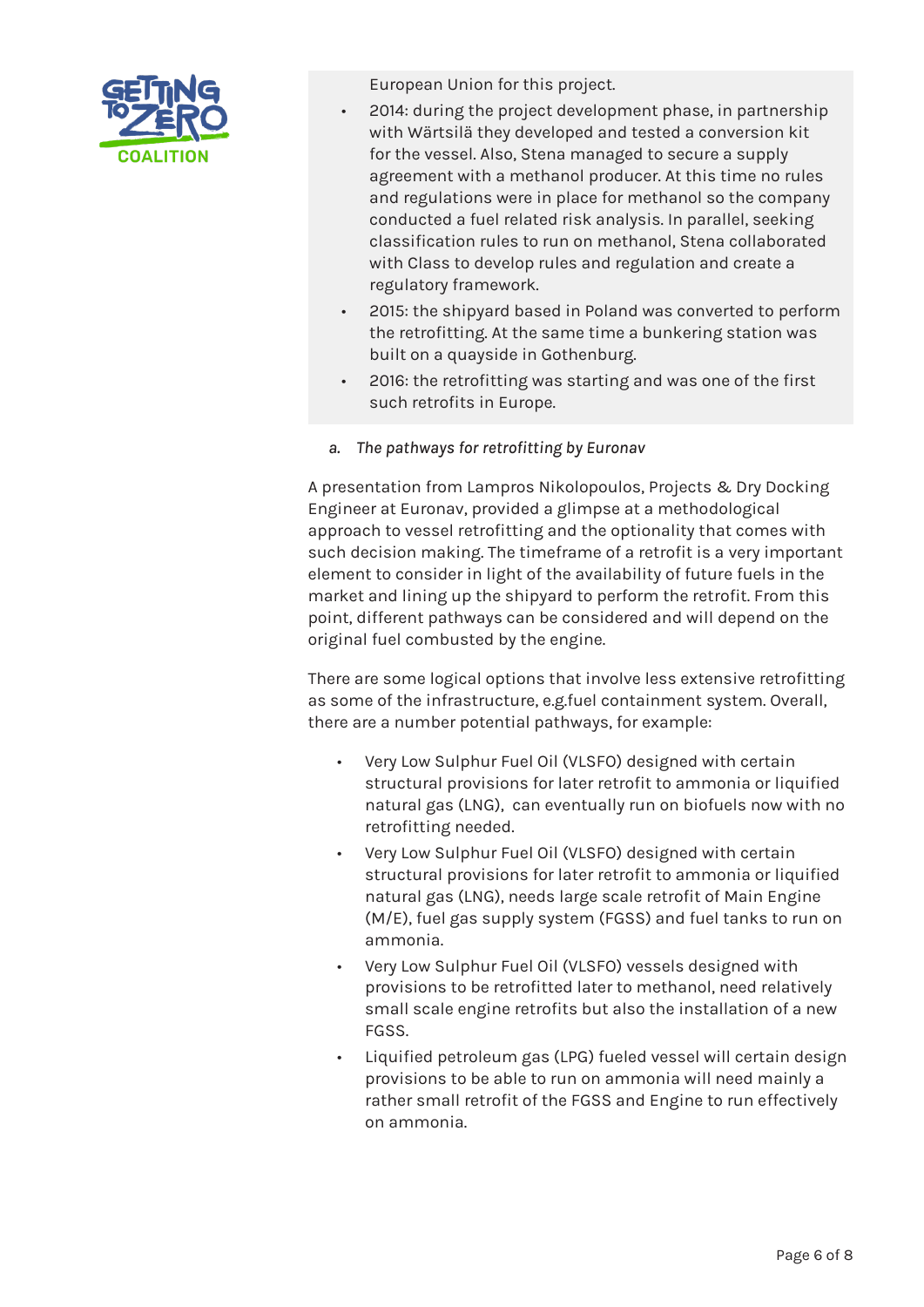European Union for this project.

- 2014: during the project development phase, in partnership with Wärtsilä they developed and tested a conversion kit for the vessel. Also, Stena managed to secure a supply agreement with a methanol producer. At this time no rules and regulations were in place for methanol so the company conducted a fuel related risk analysis. In parallel, seeking classification rules to run on methanol, Stena collaborated with Class to develop rules and regulation and create a regulatory framework.
- 2015: the shipyard based in Poland was converted to perform the retrofitting. At the same time a bunkering station was built on a quayside in Gothenburg.
- 2016: the retrofitting was starting and was one of the first such retrofits in Europe.

*a. The pathways for retrofitting by Euronav*

A presentation from Lampros Nikolopoulos, Projects & Dry Docking Engineer at Euronav, provided a glimpse at a methodological approach to vessel retrofitting and the optionality that comes with such decision making. The timeframe of a retrofit is a very important element to consider in light of the availability of future fuels in the market and lining up the shipyard to perform the retrofit. From this point, different pathways can be considered and will depend on the original fuel combusted by the engine.

There are some logical options that involve less extensive retrofitting as some of the infrastructure, e.g.fuel containment system. Overall, there are a number potential pathways, for example:

- Very Low Sulphur Fuel Oil (VLSFO) designed with certain structural provisions for later retrofit to ammonia or liquified natural gas (LNG), can eventually run on biofuels now with no retrofitting needed.
- Very Low Sulphur Fuel Oil (VLSFO) designed with certain structural provisions for later retrofit to ammonia or liquified natural gas (LNG), needs large scale retrofit of Main Engine (M/E), fuel gas supply system (FGSS) and fuel tanks to run on ammonia.
- Very Low Sulphur Fuel Oil (VLSFO) vessels designed with provisions to be retrofitted later to methanol, need relatively small scale engine retrofits but also the installation of a new FGSS.
- Liquified petroleum gas (LPG) fueled vessel will certain design provisions to be able to run on ammonia will need mainly a rather small retrofit of the FGSS and Engine to run effectively on ammonia.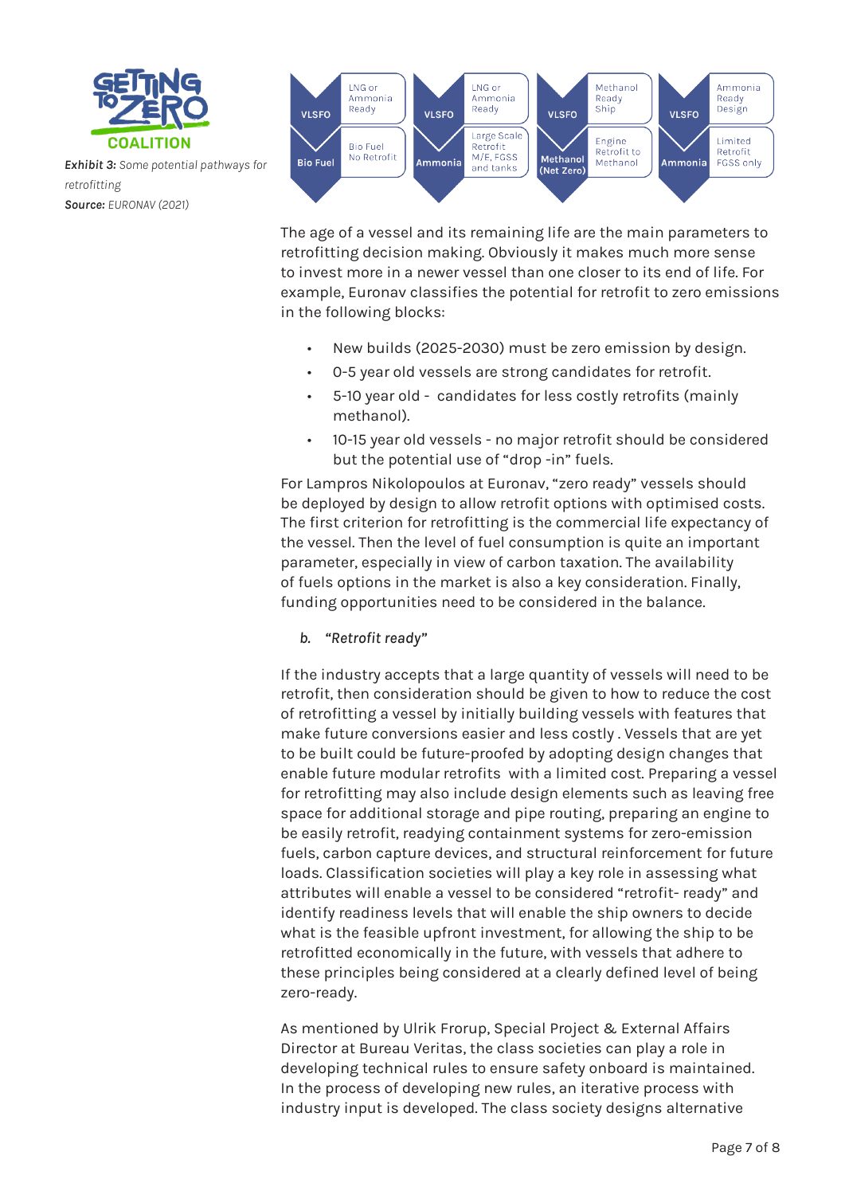**Exhibit 3:** Some potential pathways for retrofitting
**Source:** EURONAV (2021)

| From | To | Notes |
|---|---|---|
| VLSFO | Bio Fuel | LNG or Ammonia Ready / Bio Fuel No Retrofit |
| VLSFO | Ammonia | LNG or Ammonia Ready / Large Scale Retrofit M/E, FGSS and tanks |
| VLSFO | Methanol (Net Zero) | Methanol Ready Ship / Engine Retrofit to Methanol |
| VLSFO | Ammonia | Ammonia Ready Design / Limited Retrofit FGSS only |

The age of a vessel and its remaining life are the main parameters to retrofitting decision making. Obviously it makes much more sense to invest more in a newer vessel than one closer to its end of life. For example, Euronav classifies the potential for retrofit to zero emissions in the following blocks:

- New builds (2025-2030) must be zero emission by design.
- 0-5 year old vessels are strong candidates for retrofit.
- 5-10 year old - candidates for less costly retrofits (mainly methanol).
- 10-15 year old vessels - no major retrofit should be considered but the potential use of "drop -in" fuels.

For Lampros Nikolopoulos at Euronav, "zero ready" vessels should be deployed by design to allow retrofit options with optimised costs. The first criterion for retrofitting is the commercial life expectancy of the vessel. Then the level of fuel consumption is quite an important parameter, especially in view of carbon taxation. The availability of fuels options in the market is also a key consideration. Finally, funding opportunities need to be considered in the balance.

*b. "Retrofit ready"*

If the industry accepts that a large quantity of vessels will need to be retrofit, then consideration should be given to how to reduce the cost of retrofitting a vessel by initially building vessels with features that make future conversions easier and less costly . Vessels that are yet to be built could be future-proofed by adopting design changes that enable future modular retrofits with a limited cost. Preparing a vessel for retrofitting may also include design elements such as leaving free space for additional storage and pipe routing, preparing an engine to be easily retrofit, readying containment systems for zero-emission fuels, carbon capture devices, and structural reinforcement for future loads. Classification societies will play a key role in assessing what attributes will enable a vessel to be considered "retrofit- ready" and identify readiness levels that will enable the ship owners to decide what is the feasible upfront investment, for allowing the ship to be retrofitted economically in the future, with vessels that adhere to these principles being considered at a clearly defined level of being zero-ready.

As mentioned by Ulrik Frorup, Special Project & External Affairs Director at Bureau Veritas, the class societies can play a role in developing technical rules to ensure safety onboard is maintained. In the process of developing new rules, an iterative process with industry input is developed. The class society designs alternative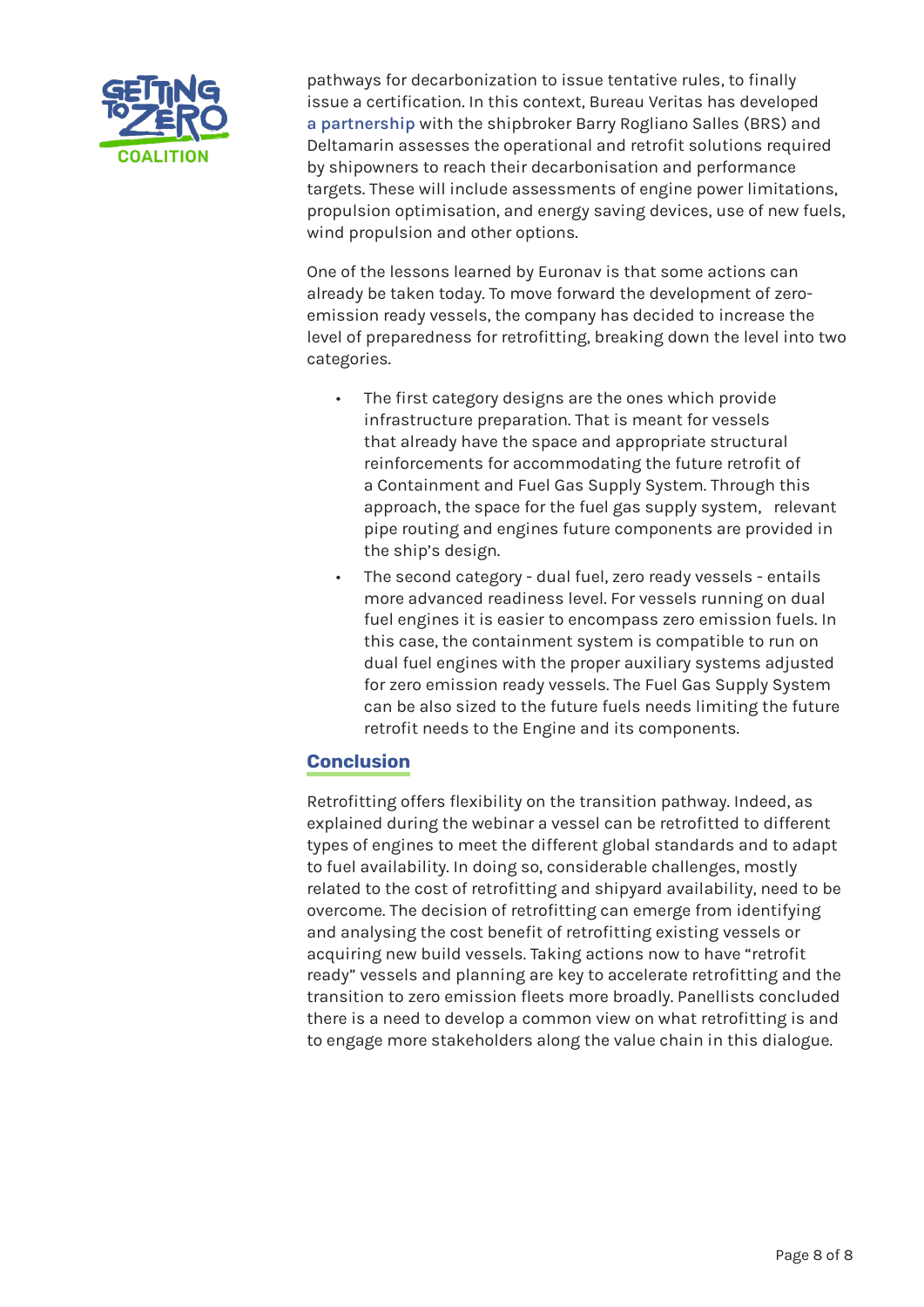pathways for decarbonization to issue tentative rules, to finally issue a certification. In this context, Bureau Veritas has developed a partnership with the shipbroker Barry Rogliano Salles (BRS) and Deltamarin assesses the operational and retrofit solutions required by shipowners to reach their decarbonisation and performance targets. These will include assessments of engine power limitations, propulsion optimisation, and energy saving devices, use of new fuels, wind propulsion and other options.

One of the lessons learned by Euronav is that some actions can already be taken today. To move forward the development of zero-emission ready vessels, the company has decided to increase the level of preparedness for retrofitting, breaking down the level into two categories.

- The first category designs are the ones which provide infrastructure preparation. That is meant for vessels that already have the space and appropriate structural reinforcements for accommodating the future retrofit of a Containment and Fuel Gas Supply System. Through this approach, the space for the fuel gas supply system, relevant pipe routing and engines future components are provided in the ship's design.
- The second category - dual fuel, zero ready vessels - entails more advanced readiness level. For vessels running on dual fuel engines it is easier to encompass zero emission fuels. In this case, the containment system is compatible to run on dual fuel engines with the proper auxiliary systems adjusted for zero emission ready vessels. The Fuel Gas Supply System can be also sized to the future fuels needs limiting the future retrofit needs to the Engine and its components.

## Conclusion

Retrofitting offers flexibility on the transition pathway. Indeed, as explained during the webinar a vessel can be retrofitted to different types of engines to meet the different global standards and to adapt to fuel availability. In doing so, considerable challenges, mostly related to the cost of retrofitting and shipyard availability, need to be overcome. The decision of retrofitting can emerge from identifying and analysing the cost benefit of retrofitting existing vessels or acquiring new build vessels. Taking actions now to have "retrofit ready" vessels and planning are key to accelerate retrofitting and the transition to zero emission fleets more broadly. Panellists concluded there is a need to develop a common view on what retrofitting is and to engage more stakeholders along the value chain in this dialogue.